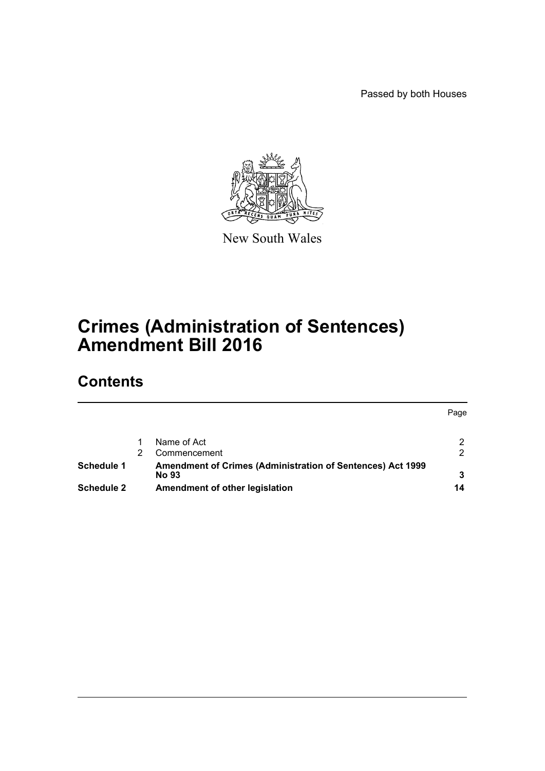Passed by both Houses

New South Wales

# Crimes (Administration of Sentences) Amendment Bill 2016

## Contents

| | | | Page |
|---|---|---|---|
| | 1 | Name of Act | 2 |
| | 2 | Commencement | 2 |
| **Schedule 1** | | **Amendment of Crimes (Administration of Sentences) Act 1999 No 93** | **3** |
| **Schedule 2** | | **Amendment of other legislation** | **14** |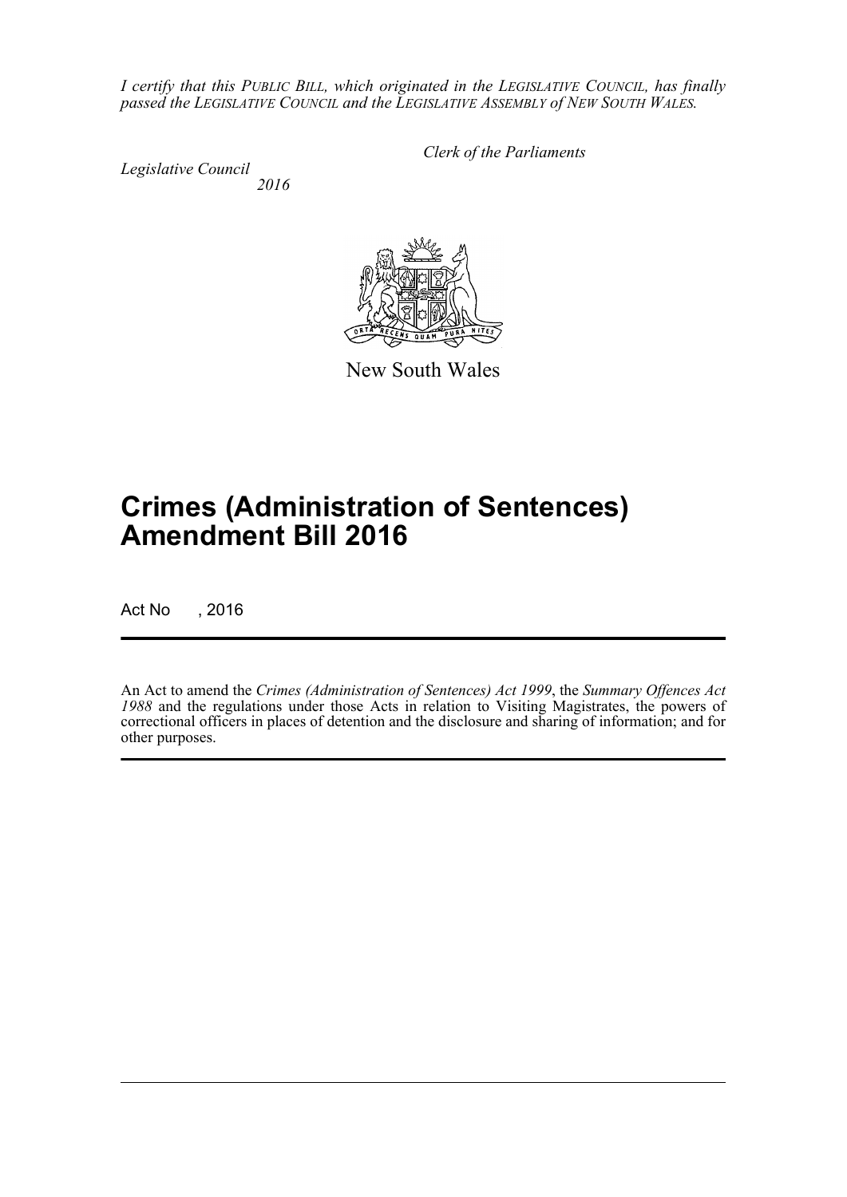*I certify that this PUBLIC BILL, which originated in the LEGISLATIVE COUNCIL, has finally passed the LEGISLATIVE COUNCIL and the LEGISLATIVE ASSEMBLY of NEW SOUTH WALES.*

*Clerk of the Parliaments*

*Legislative Council*
*2016*

New South Wales

# Crimes (Administration of Sentences) Amendment Bill 2016

Act No , 2016

An Act to amend the *Crimes (Administration of Sentences) Act 1999*, the *Summary Offences Act 1988* and the regulations under those Acts in relation to Visiting Magistrates, the powers of correctional officers in places of detention and the disclosure and sharing of information; and for other purposes.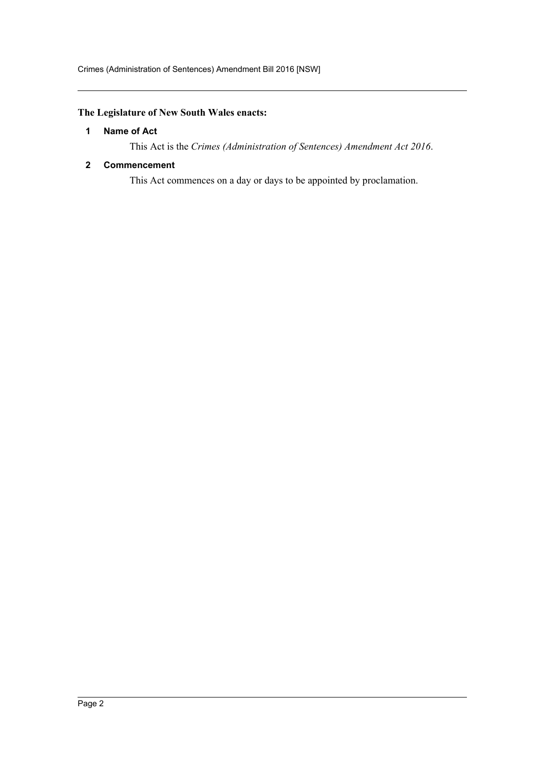**The Legislature of New South Wales enacts:**

## 1 Name of Act

This Act is the *Crimes (Administration of Sentences) Amendment Act 2016*.

## 2 Commencement

This Act commences on a day or days to be appointed by proclamation.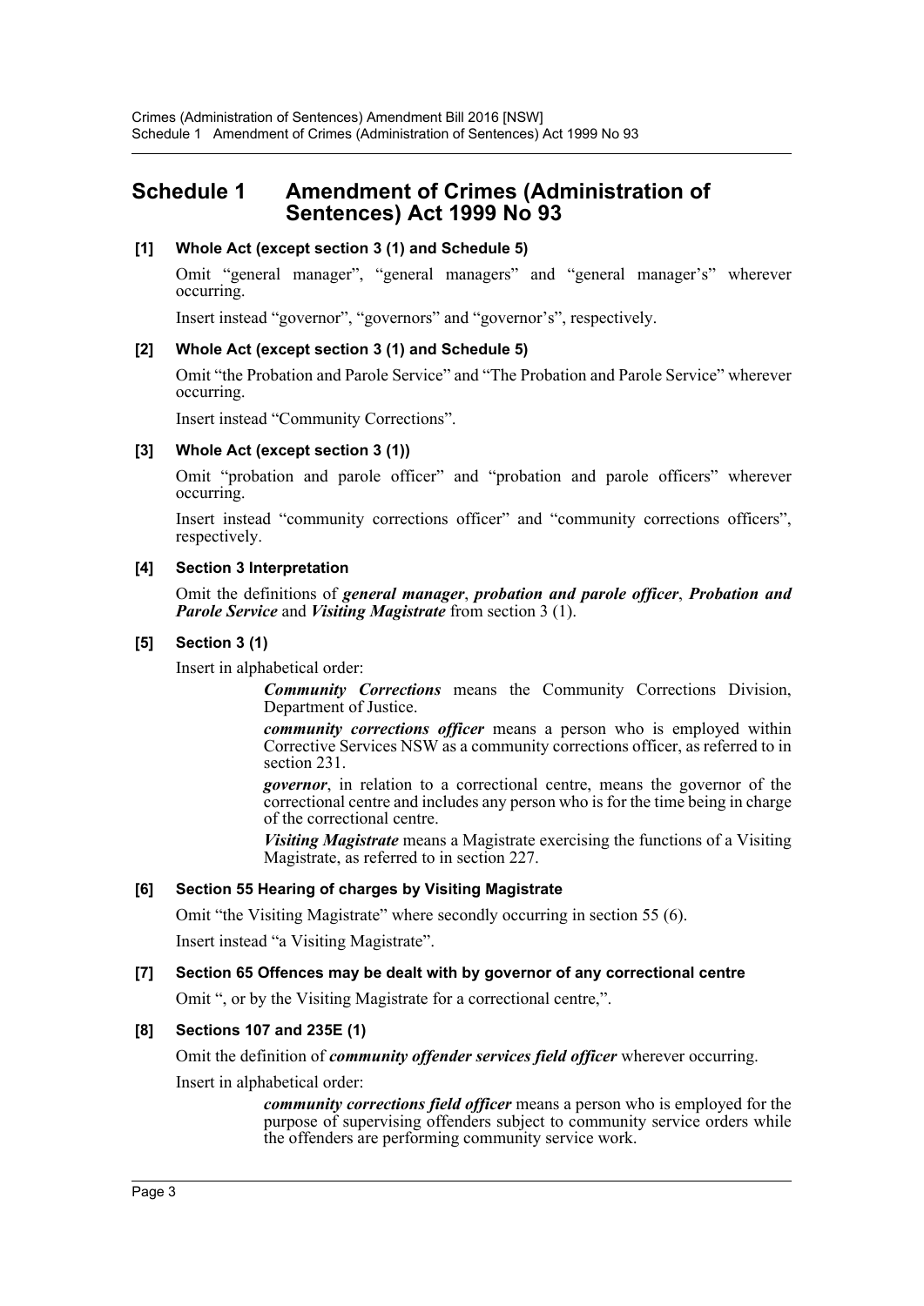# Schedule 1 Amendment of Crimes (Administration of Sentences) Act 1999 No 93

### [1] Whole Act (except section 3 (1) and Schedule 5)

Omit "general manager", "general managers" and "general manager's" wherever occurring.

Insert instead "governor", "governors" and "governor's", respectively.

### [2] Whole Act (except section 3 (1) and Schedule 5)

Omit "the Probation and Parole Service" and "The Probation and Parole Service" wherever occurring.

Insert instead "Community Corrections".

### [3] Whole Act (except section 3 (1))

Omit "probation and parole officer" and "probation and parole officers" wherever occurring.

Insert instead "community corrections officer" and "community corrections officers", respectively.

### [4] Section 3 Interpretation

Omit the definitions of ***general manager***, ***probation and parole officer***, ***Probation and Parole Service*** and ***Visiting Magistrate*** from section 3 (1).

### [5] Section 3 (1)

Insert in alphabetical order:

> ***Community Corrections*** means the Community Corrections Division, Department of Justice.
>
> ***community corrections officer*** means a person who is employed within Corrective Services NSW as a community corrections officer, as referred to in section 231.
>
> ***governor***, in relation to a correctional centre, means the governor of the correctional centre and includes any person who is for the time being in charge of the correctional centre.
>
> ***Visiting Magistrate*** means a Magistrate exercising the functions of a Visiting Magistrate, as referred to in section 227.

### [6] Section 55 Hearing of charges by Visiting Magistrate

Omit "the Visiting Magistrate" where secondly occurring in section 55 (6).

Insert instead "a Visiting Magistrate".

### [7] Section 65 Offences may be dealt with by governor of any correctional centre

Omit ", or by the Visiting Magistrate for a correctional centre,".

### [8] Sections 107 and 235E (1)

Omit the definition of ***community offender services field officer*** wherever occurring.

Insert in alphabetical order:

> ***community corrections field officer*** means a person who is employed for the purpose of supervising offenders subject to community service orders while the offenders are performing community service work.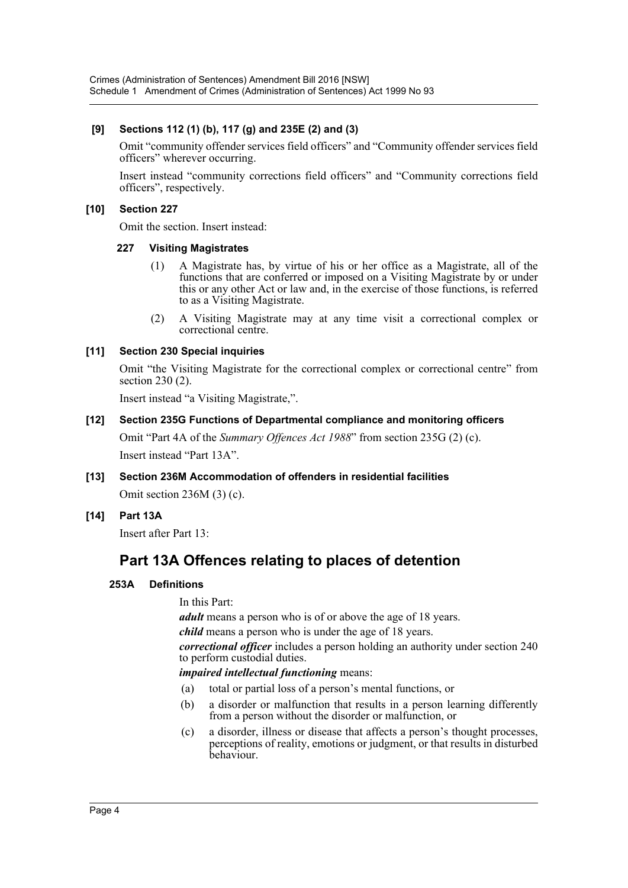**[9] Sections 112 (1) (b), 117 (g) and 235E (2) and (3)**

Omit "community offender services field officers" and "Community offender services field officers" wherever occurring.

Insert instead "community corrections field officers" and "Community corrections field officers", respectively.

**[10] Section 227**

Omit the section. Insert instead:

**227 Visiting Magistrates**

(1) A Magistrate has, by virtue of his or her office as a Magistrate, all of the functions that are conferred or imposed on a Visiting Magistrate by or under this or any other Act or law and, in the exercise of those functions, is referred to as a Visiting Magistrate.

(2) A Visiting Magistrate may at any time visit a correctional complex or correctional centre.

**[11] Section 230 Special inquiries**

Omit "the Visiting Magistrate for the correctional complex or correctional centre" from section 230 (2).

Insert instead "a Visiting Magistrate,".

**[12] Section 235G Functions of Departmental compliance and monitoring officers**

Omit "Part 4A of the *Summary Offences Act 1988*" from section 235G (2) (c).

Insert instead "Part 13A".

**[13] Section 236M Accommodation of offenders in residential facilities**

Omit section 236M (3) (c).

**[14] Part 13A**

Insert after Part 13:

## Part 13A Offences relating to places of detention

**253A Definitions**

In this Part:

***adult*** means a person who is of or above the age of 18 years.

***child*** means a person who is under the age of 18 years.

***correctional officer*** includes a person holding an authority under section 240 to perform custodial duties.

***impaired intellectual functioning*** means:

(a) total or partial loss of a person's mental functions, or

(b) a disorder or malfunction that results in a person learning differently from a person without the disorder or malfunction, or

(c) a disorder, illness or disease that affects a person's thought processes, perceptions of reality, emotions or judgment, or that results in disturbed behaviour.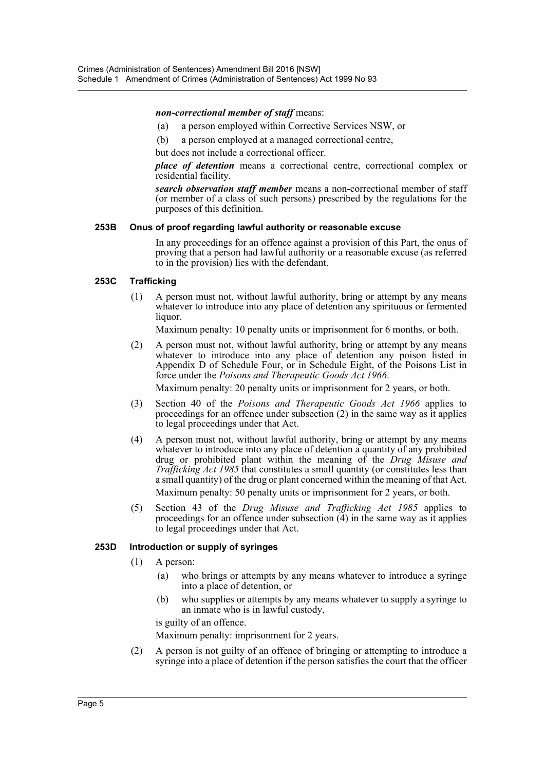***non-correctional member of staff*** means:

(a) a person employed within Corrective Services NSW, or

(b) a person employed at a managed correctional centre,

but does not include a correctional officer.

***place of detention*** means a correctional centre, correctional complex or residential facility.

***search observation staff member*** means a non-correctional member of staff (or member of a class of such persons) prescribed by the regulations for the purposes of this definition.

#### 253B Onus of proof regarding lawful authority or reasonable excuse

In any proceedings for an offence against a provision of this Part, the onus of proving that a person had lawful authority or a reasonable excuse (as referred to in the provision) lies with the defendant.

#### 253C Trafficking

(1) A person must not, without lawful authority, bring or attempt by any means whatever to introduce into any place of detention any spirituous or fermented liquor.

Maximum penalty: 10 penalty units or imprisonment for 6 months, or both.

(2) A person must not, without lawful authority, bring or attempt by any means whatever to introduce into any place of detention any poison listed in Appendix D of Schedule Four, or in Schedule Eight, of the Poisons List in force under the *Poisons and Therapeutic Goods Act 1966*.

Maximum penalty: 20 penalty units or imprisonment for 2 years, or both.

(3) Section 40 of the *Poisons and Therapeutic Goods Act 1966* applies to proceedings for an offence under subsection (2) in the same way as it applies to legal proceedings under that Act.

(4) A person must not, without lawful authority, bring or attempt by any means whatever to introduce into any place of detention a quantity of any prohibited drug or prohibited plant within the meaning of the *Drug Misuse and Trafficking Act 1985* that constitutes a small quantity (or constitutes less than a small quantity) of the drug or plant concerned within the meaning of that Act.

Maximum penalty: 50 penalty units or imprisonment for 2 years, or both.

(5) Section 43 of the *Drug Misuse and Trafficking Act 1985* applies to proceedings for an offence under subsection (4) in the same way as it applies to legal proceedings under that Act.

#### 253D Introduction or supply of syringes

(1) A person:

(a) who brings or attempts by any means whatever to introduce a syringe into a place of detention, or

(b) who supplies or attempts by any means whatever to supply a syringe to an inmate who is in lawful custody,

is guilty of an offence.

Maximum penalty: imprisonment for 2 years.

(2) A person is not guilty of an offence of bringing or attempting to introduce a syringe into a place of detention if the person satisfies the court that the officer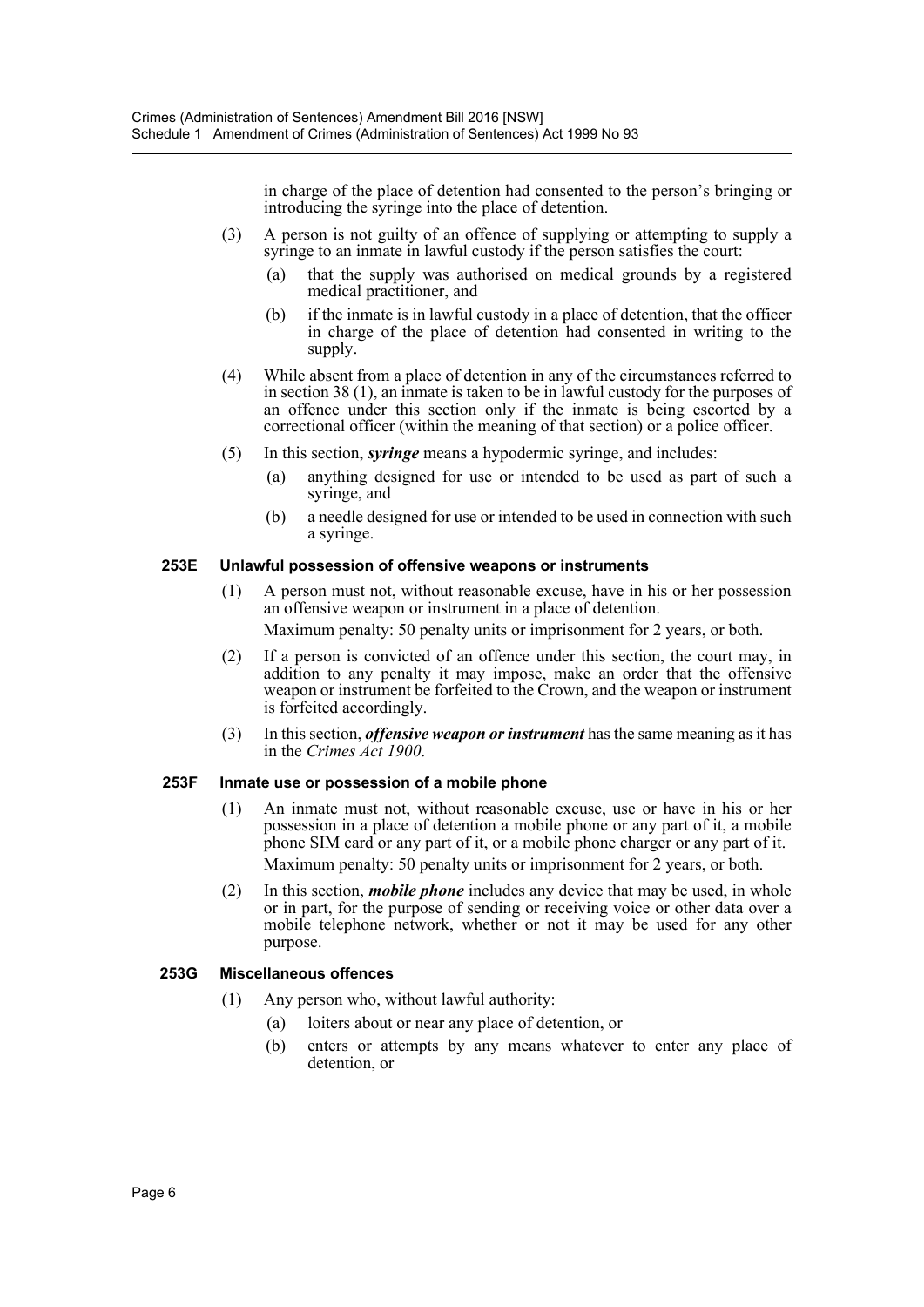in charge of the place of detention had consented to the person's bringing or introducing the syringe into the place of detention.

(3) A person is not guilty of an offence of supplying or attempting to supply a syringe to an inmate in lawful custody if the person satisfies the court:

(a) that the supply was authorised on medical grounds by a registered medical practitioner, and

(b) if the inmate is in lawful custody in a place of detention, that the officer in charge of the place of detention had consented in writing to the supply.

(4) While absent from a place of detention in any of the circumstances referred to in section 38 (1), an inmate is taken to be in lawful custody for the purposes of an offence under this section only if the inmate is being escorted by a correctional officer (within the meaning of that section) or a police officer.

(5) In this section, ***syringe*** means a hypodermic syringe, and includes:

(a) anything designed for use or intended to be used as part of such a syringe, and

(b) a needle designed for use or intended to be used in connection with such a syringe.

### 253E Unlawful possession of offensive weapons or instruments

(1) A person must not, without reasonable excuse, have in his or her possession an offensive weapon or instrument in a place of detention.

Maximum penalty: 50 penalty units or imprisonment for 2 years, or both.

(2) If a person is convicted of an offence under this section, the court may, in addition to any penalty it may impose, make an order that the offensive weapon or instrument be forfeited to the Crown, and the weapon or instrument is forfeited accordingly.

(3) In this section, ***offensive weapon or instrument*** has the same meaning as it has in the *Crimes Act 1900*.

### 253F Inmate use or possession of a mobile phone

(1) An inmate must not, without reasonable excuse, use or have in his or her possession in a place of detention a mobile phone or any part of it, a mobile phone SIM card or any part of it, or a mobile phone charger or any part of it.

Maximum penalty: 50 penalty units or imprisonment for 2 years, or both.

(2) In this section, ***mobile phone*** includes any device that may be used, in whole or in part, for the purpose of sending or receiving voice or other data over a mobile telephone network, whether or not it may be used for any other purpose.

### 253G Miscellaneous offences

(1) Any person who, without lawful authority:

(a) loiters about or near any place of detention, or

(b) enters or attempts by any means whatever to enter any place of detention, or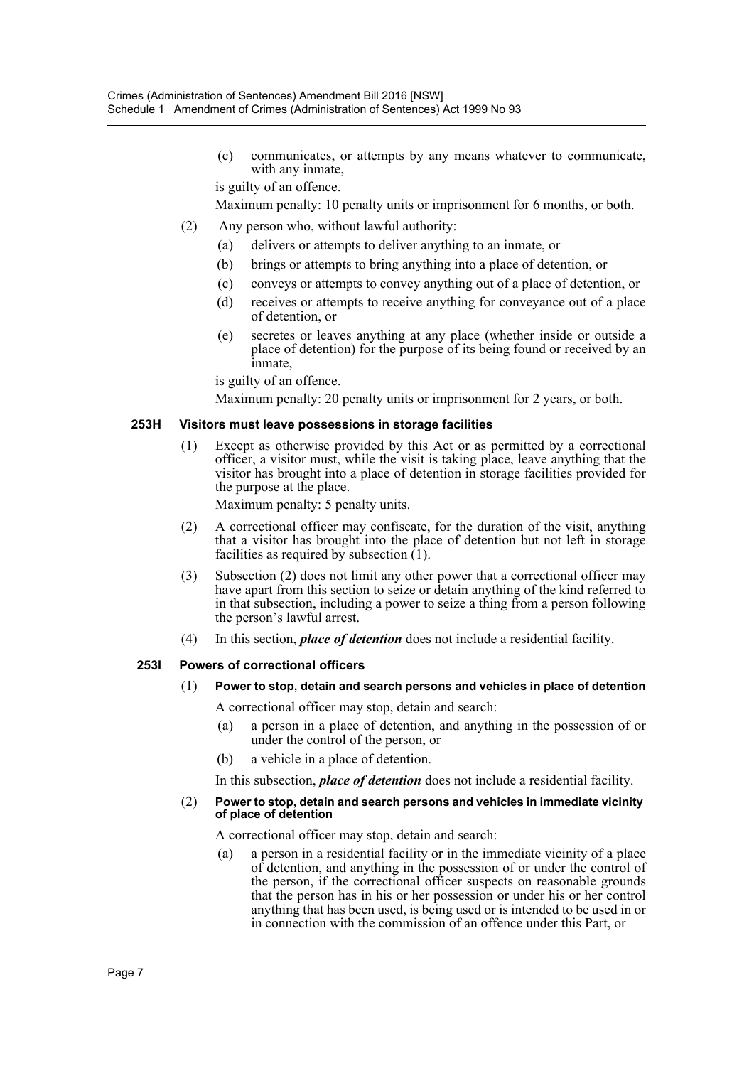(c) communicates, or attempts by any means whatever to communicate, with any inmate,

is guilty of an offence.

Maximum penalty: 10 penalty units or imprisonment for 6 months, or both.

(2) Any person who, without lawful authority:

(a) delivers or attempts to deliver anything to an inmate, or

(b) brings or attempts to bring anything into a place of detention, or

(c) conveys or attempts to convey anything out of a place of detention, or

(d) receives or attempts to receive anything for conveyance out of a place of detention, or

(e) secretes or leaves anything at any place (whether inside or outside a place of detention) for the purpose of its being found or received by an inmate,

is guilty of an offence.

Maximum penalty: 20 penalty units or imprisonment for 2 years, or both.

### 253H Visitors must leave possessions in storage facilities

(1) Except as otherwise provided by this Act or as permitted by a correctional officer, a visitor must, while the visit is taking place, leave anything that the visitor has brought into a place of detention in storage facilities provided for the purpose at the place.

Maximum penalty: 5 penalty units.

(2) A correctional officer may confiscate, for the duration of the visit, anything that a visitor has brought into the place of detention but not left in storage facilities as required by subsection (1).

(3) Subsection (2) does not limit any other power that a correctional officer may have apart from this section to seize or detain anything of the kind referred to in that subsection, including a power to seize a thing from a person following the person's lawful arrest.

(4) In this section, ***place of detention*** does not include a residential facility.

### 253I Powers of correctional officers

(1) **Power to stop, detain and search persons and vehicles in place of detention**

A correctional officer may stop, detain and search:

(a) a person in a place of detention, and anything in the possession of or under the control of the person, or

(b) a vehicle in a place of detention.

In this subsection, ***place of detention*** does not include a residential facility.

(2) **Power to stop, detain and search persons and vehicles in immediate vicinity of place of detention**

A correctional officer may stop, detain and search:

(a) a person in a residential facility or in the immediate vicinity of a place of detention, and anything in the possession of or under the control of the person, if the correctional officer suspects on reasonable grounds that the person has in his or her possession or under his or her control anything that has been used, is being used or is intended to be used in or in connection with the commission of an offence under this Part, or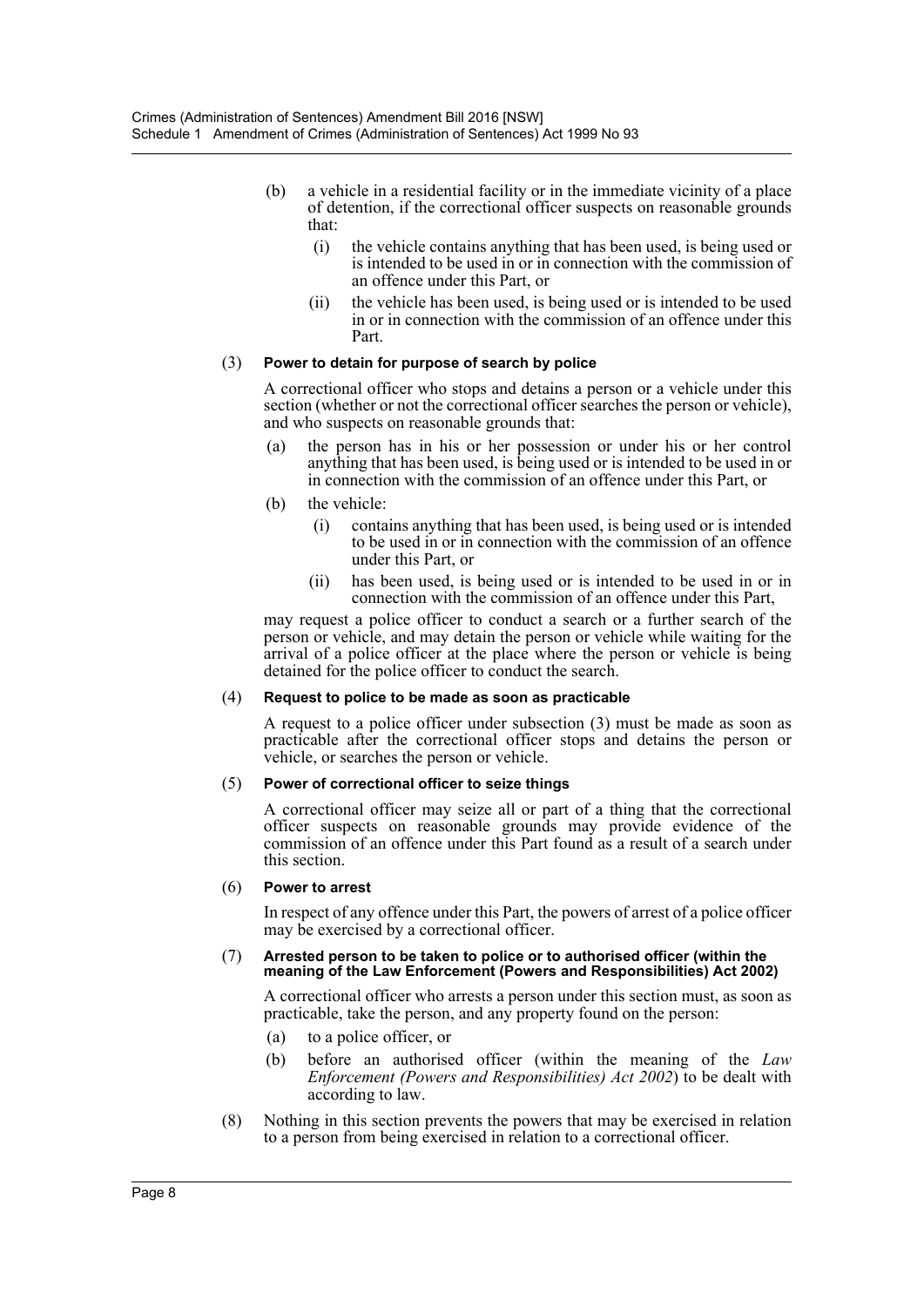(b) a vehicle in a residential facility or in the immediate vicinity of a place of detention, if the correctional officer suspects on reasonable grounds that:

  (i) the vehicle contains anything that has been used, is being used or is intended to be used in or in connection with the commission of an offence under this Part, or

  (ii) the vehicle has been used, is being used or is intended to be used in or in connection with the commission of an offence under this Part.

(3) **Power to detain for purpose of search by police**

A correctional officer who stops and detains a person or a vehicle under this section (whether or not the correctional officer searches the person or vehicle), and who suspects on reasonable grounds that:

(a) the person has in his or her possession or under his or her control anything that has been used, is being used or is intended to be used in or in connection with the commission of an offence under this Part, or

(b) the vehicle:

  (i) contains anything that has been used, is being used or is intended to be used in or in connection with the commission of an offence under this Part, or

  (ii) has been used, is being used or is intended to be used in or in connection with the commission of an offence under this Part,

may request a police officer to conduct a search or a further search of the person or vehicle, and may detain the person or vehicle while waiting for the arrival of a police officer at the place where the person or vehicle is being detained for the police officer to conduct the search.

(4) **Request to police to be made as soon as practicable**

A request to a police officer under subsection (3) must be made as soon as practicable after the correctional officer stops and detains the person or vehicle, or searches the person or vehicle.

(5) **Power of correctional officer to seize things**

A correctional officer may seize all or part of a thing that the correctional officer suspects on reasonable grounds may provide evidence of the commission of an offence under this Part found as a result of a search under this section.

(6) **Power to arrest**

In respect of any offence under this Part, the powers of arrest of a police officer may be exercised by a correctional officer.

(7) **Arrested person to be taken to police or to authorised officer (within the meaning of the Law Enforcement (Powers and Responsibilities) Act 2002)**

A correctional officer who arrests a person under this section must, as soon as practicable, take the person, and any property found on the person:

(a) to a police officer, or

(b) before an authorised officer (within the meaning of the *Law Enforcement (Powers and Responsibilities) Act 2002*) to be dealt with according to law.

(8) Nothing in this section prevents the powers that may be exercised in relation to a person from being exercised in relation to a correctional officer.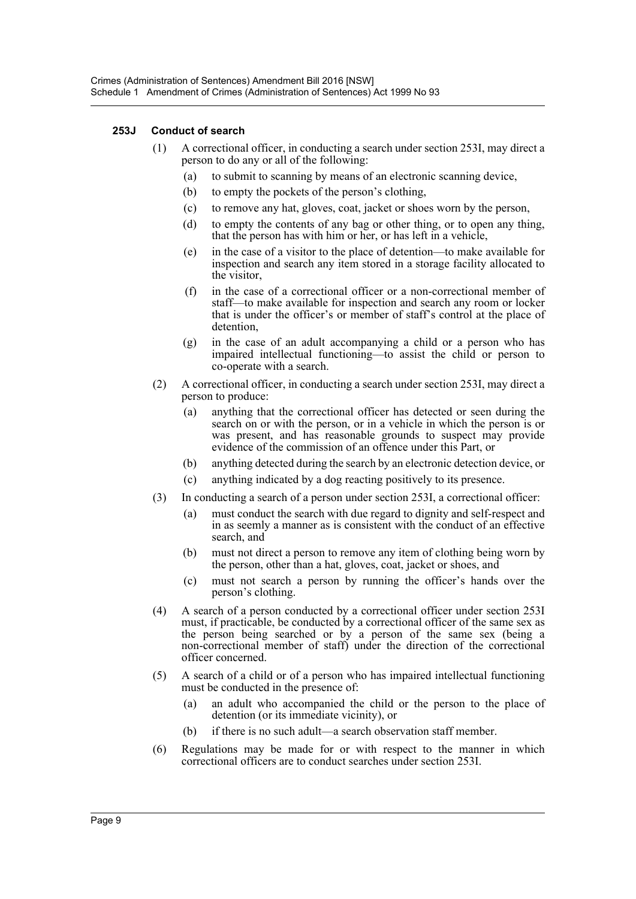#### 253J Conduct of search

(1) A correctional officer, in conducting a search under section 253I, may direct a person to do any or all of the following:

(a) to submit to scanning by means of an electronic scanning device,

(b) to empty the pockets of the person's clothing,

(c) to remove any hat, gloves, coat, jacket or shoes worn by the person,

(d) to empty the contents of any bag or other thing, or to open any thing, that the person has with him or her, or has left in a vehicle,

(e) in the case of a visitor to the place of detention—to make available for inspection and search any item stored in a storage facility allocated to the visitor,

(f) in the case of a correctional officer or a non-correctional member of staff—to make available for inspection and search any room or locker that is under the officer's or member of staff's control at the place of detention,

(g) in the case of an adult accompanying a child or a person who has impaired intellectual functioning—to assist the child or person to co-operate with a search.

(2) A correctional officer, in conducting a search under section 253I, may direct a person to produce:

(a) anything that the correctional officer has detected or seen during the search on or with the person, or in a vehicle in which the person is or was present, and has reasonable grounds to suspect may provide evidence of the commission of an offence under this Part, or

(b) anything detected during the search by an electronic detection device, or

(c) anything indicated by a dog reacting positively to its presence.

(3) In conducting a search of a person under section 253I, a correctional officer:

(a) must conduct the search with due regard to dignity and self-respect and in as seemly a manner as is consistent with the conduct of an effective search, and

(b) must not direct a person to remove any item of clothing being worn by the person, other than a hat, gloves, coat, jacket or shoes, and

(c) must not search a person by running the officer's hands over the person's clothing.

(4) A search of a person conducted by a correctional officer under section 253I must, if practicable, be conducted by a correctional officer of the same sex as the person being searched or by a person of the same sex (being a non-correctional member of staff) under the direction of the correctional officer concerned.

(5) A search of a child or of a person who has impaired intellectual functioning must be conducted in the presence of:

(a) an adult who accompanied the child or the person to the place of detention (or its immediate vicinity), or

(b) if there is no such adult—a search observation staff member.

(6) Regulations may be made for or with respect to the manner in which correctional officers are to conduct searches under section 253I.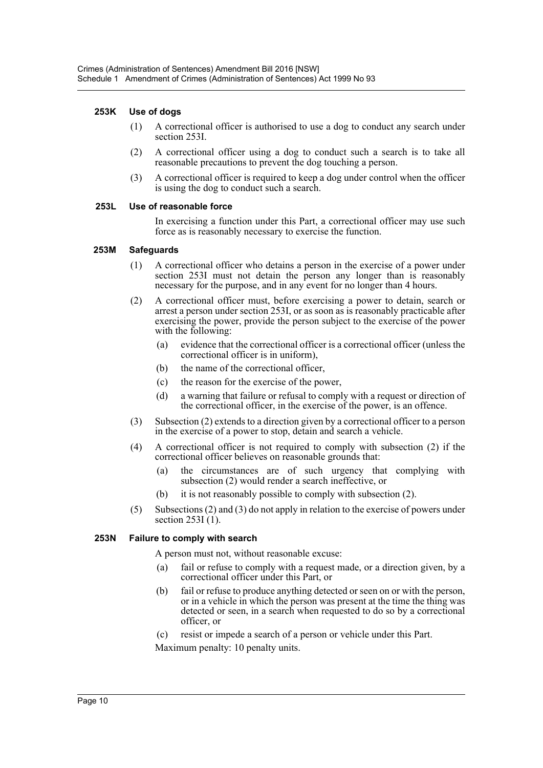#### 253K Use of dogs

(1) A correctional officer is authorised to use a dog to conduct any search under section 253I.

(2) A correctional officer using a dog to conduct such a search is to take all reasonable precautions to prevent the dog touching a person.

(3) A correctional officer is required to keep a dog under control when the officer is using the dog to conduct such a search.

#### 253L Use of reasonable force

In exercising a function under this Part, a correctional officer may use such force as is reasonably necessary to exercise the function.

#### 253M Safeguards

(1) A correctional officer who detains a person in the exercise of a power under section 253I must not detain the person any longer than is reasonably necessary for the purpose, and in any event for no longer than 4 hours.

(2) A correctional officer must, before exercising a power to detain, search or arrest a person under section 253I, or as soon as is reasonably practicable after exercising the power, provide the person subject to the exercise of the power with the following:

- (a) evidence that the correctional officer is a correctional officer (unless the correctional officer is in uniform),
- (b) the name of the correctional officer,
- (c) the reason for the exercise of the power,
- (d) a warning that failure or refusal to comply with a request or direction of the correctional officer, in the exercise of the power, is an offence.

(3) Subsection (2) extends to a direction given by a correctional officer to a person in the exercise of a power to stop, detain and search a vehicle.

(4) A correctional officer is not required to comply with subsection (2) if the correctional officer believes on reasonable grounds that:

- (a) the circumstances are of such urgency that complying with subsection (2) would render a search ineffective, or
- (b) it is not reasonably possible to comply with subsection (2).

(5) Subsections (2) and (3) do not apply in relation to the exercise of powers under section 253I (1).

#### 253N Failure to comply with search

A person must not, without reasonable excuse:

- (a) fail or refuse to comply with a request made, or a direction given, by a correctional officer under this Part, or
- (b) fail or refuse to produce anything detected or seen on or with the person, or in a vehicle in which the person was present at the time the thing was detected or seen, in a search when requested to do so by a correctional officer, or
- (c) resist or impede a search of a person or vehicle under this Part.

Maximum penalty: 10 penalty units.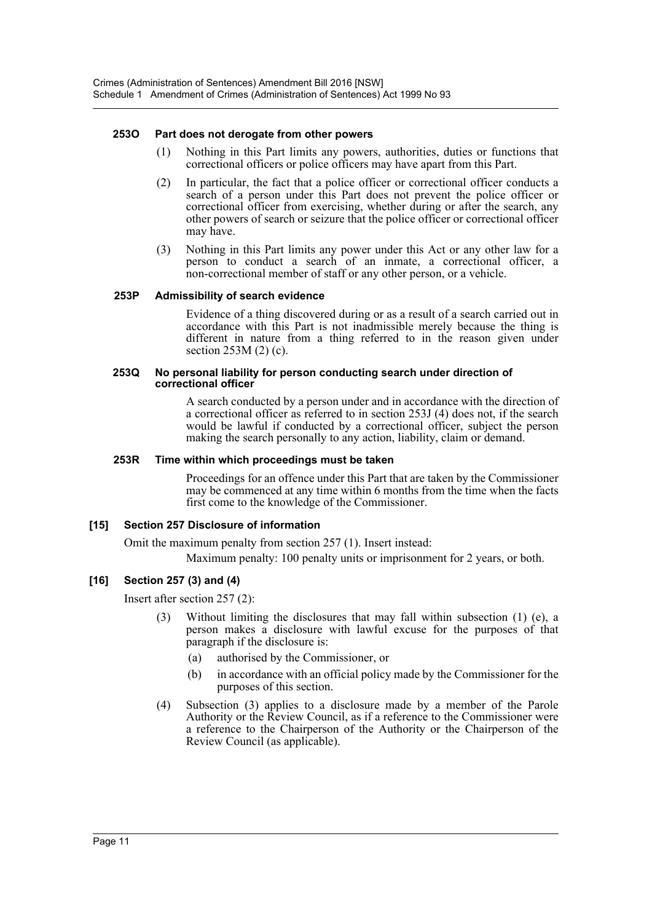#### 253O Part does not derogate from other powers

(1) Nothing in this Part limits any powers, authorities, duties or functions that correctional officers or police officers may have apart from this Part.

(2) In particular, the fact that a police officer or correctional officer conducts a search of a person under this Part does not prevent the police officer or correctional officer from exercising, whether during or after the search, any other powers of search or seizure that the police officer or correctional officer may have.

(3) Nothing in this Part limits any power under this Act or any other law for a person to conduct a search of an inmate, a correctional officer, a non-correctional member of staff or any other person, or a vehicle.

#### 253P Admissibility of search evidence

Evidence of a thing discovered during or as a result of a search carried out in accordance with this Part is not inadmissible merely because the thing is different in nature from a thing referred to in the reason given under section 253M (2) (c).

#### 253Q No personal liability for person conducting search under direction of correctional officer

A search conducted by a person under and in accordance with the direction of a correctional officer as referred to in section 253J (4) does not, if the search would be lawful if conducted by a correctional officer, subject the person making the search personally to any action, liability, claim or demand.

#### 253R Time within which proceedings must be taken

Proceedings for an offence under this Part that are taken by the Commissioner may be commenced at any time within 6 months from the time when the facts first come to the knowledge of the Commissioner.

### [15] Section 257 Disclosure of information

Omit the maximum penalty from section 257 (1). Insert instead:

Maximum penalty: 100 penalty units or imprisonment for 2 years, or both.

### [16] Section 257 (3) and (4)

Insert after section 257 (2):

(3) Without limiting the disclosures that may fall within subsection (1) (e), a person makes a disclosure with lawful excuse for the purposes of that paragraph if the disclosure is:

(a) authorised by the Commissioner, or

(b) in accordance with an official policy made by the Commissioner for the purposes of this section.

(4) Subsection (3) applies to a disclosure made by a member of the Parole Authority or the Review Council, as if a reference to the Commissioner were a reference to the Chairperson of the Authority or the Chairperson of the Review Council (as applicable).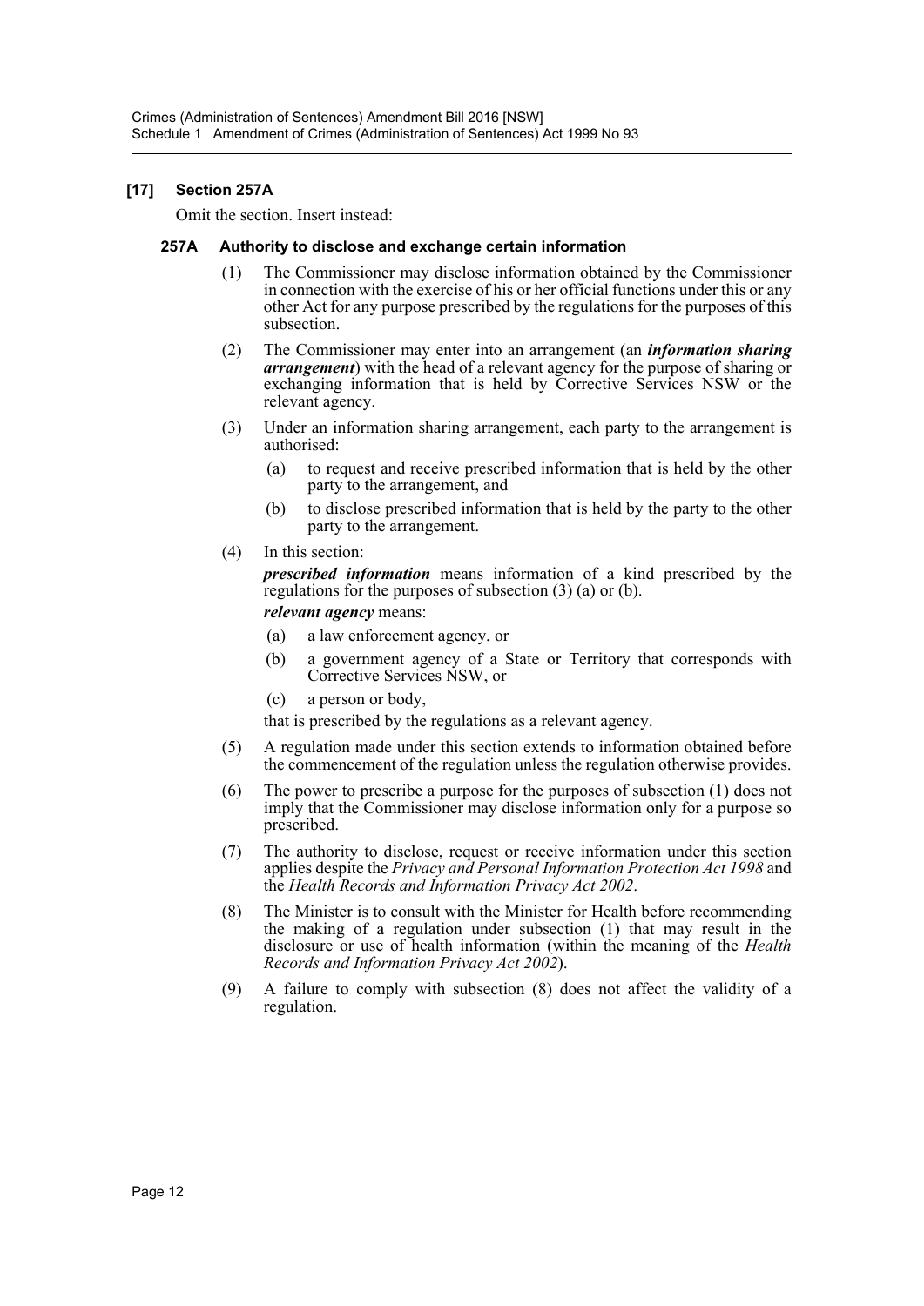### [17] Section 257A

Omit the section. Insert instead:

#### 257A Authority to disclose and exchange certain information

(1) The Commissioner may disclose information obtained by the Commissioner in connection with the exercise of his or her official functions under this or any other Act for any purpose prescribed by the regulations for the purposes of this subsection.

(2) The Commissioner may enter into an arrangement (an ***information sharing arrangement***) with the head of a relevant agency for the purpose of sharing or exchanging information that is held by Corrective Services NSW or the relevant agency.

(3) Under an information sharing arrangement, each party to the arrangement is authorised:

(a) to request and receive prescribed information that is held by the other party to the arrangement, and

(b) to disclose prescribed information that is held by the party to the other party to the arrangement.

(4) In this section:

***prescribed information*** means information of a kind prescribed by the regulations for the purposes of subsection (3) (a) or (b).

***relevant agency*** means:

(a) a law enforcement agency, or

(b) a government agency of a State or Territory that corresponds with Corrective Services NSW, or

(c) a person or body,

that is prescribed by the regulations as a relevant agency.

(5) A regulation made under this section extends to information obtained before the commencement of the regulation unless the regulation otherwise provides.

(6) The power to prescribe a purpose for the purposes of subsection (1) does not imply that the Commissioner may disclose information only for a purpose so prescribed.

(7) The authority to disclose, request or receive information under this section applies despite the *Privacy and Personal Information Protection Act 1998* and the *Health Records and Information Privacy Act 2002*.

(8) The Minister is to consult with the Minister for Health before recommending the making of a regulation under subsection (1) that may result in the disclosure or use of health information (within the meaning of the *Health Records and Information Privacy Act 2002*).

(9) A failure to comply with subsection (8) does not affect the validity of a regulation.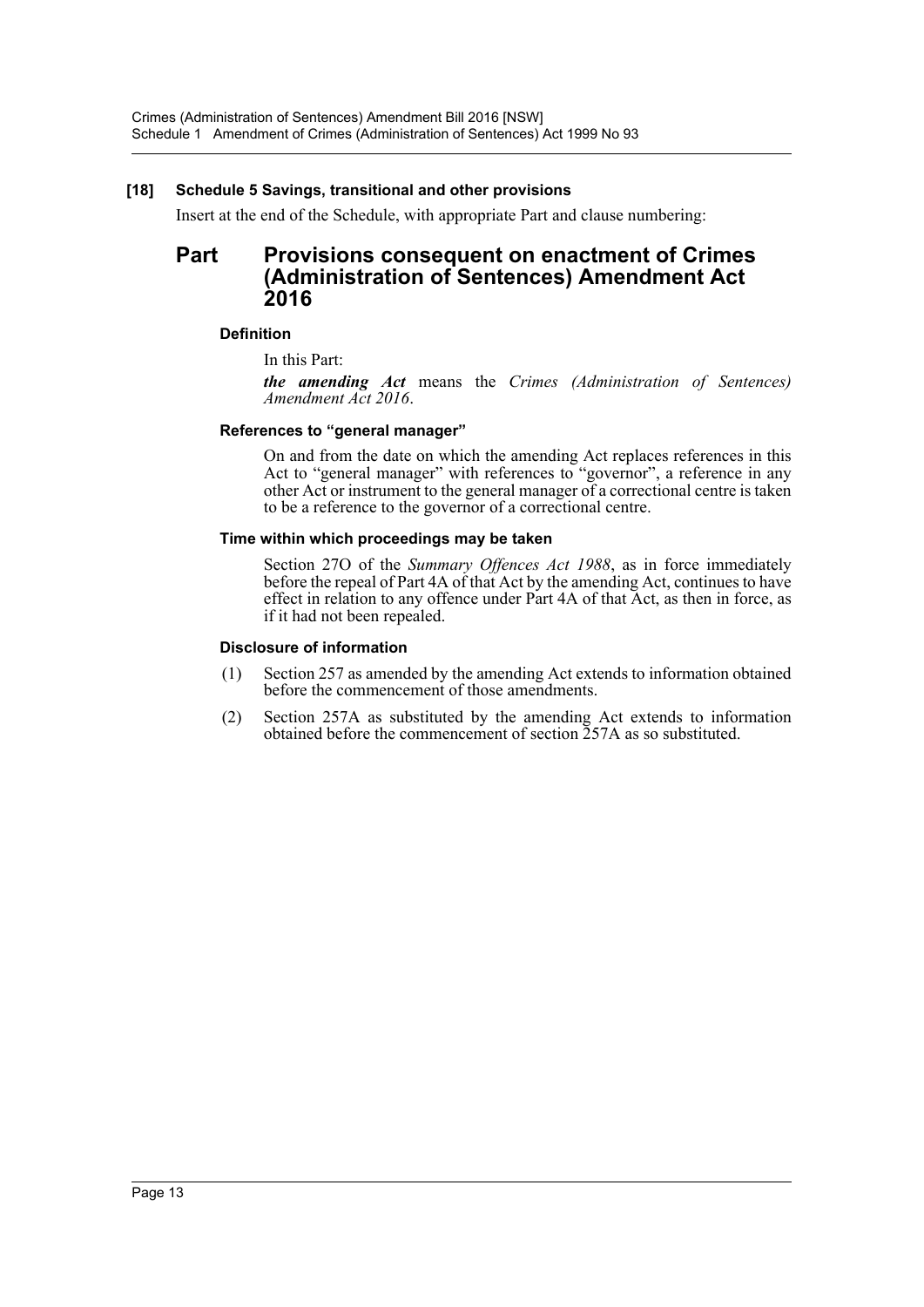**[18] Schedule 5 Savings, transitional and other provisions**

Insert at the end of the Schedule, with appropriate Part and clause numbering:

## Part Provisions consequent on enactment of Crimes (Administration of Sentences) Amendment Act 2016

### Definition

In this Part:

***the amending Act*** means the *Crimes (Administration of Sentences) Amendment Act 2016*.

### References to "general manager"

On and from the date on which the amending Act replaces references in this Act to "general manager" with references to "governor", a reference in any other Act or instrument to the general manager of a correctional centre is taken to be a reference to the governor of a correctional centre.

### Time within which proceedings may be taken

Section 27O of the *Summary Offences Act 1988*, as in force immediately before the repeal of Part 4A of that Act by the amending Act, continues to have effect in relation to any offence under Part 4A of that Act, as then in force, as if it had not been repealed.

### Disclosure of information

(1) Section 257 as amended by the amending Act extends to information obtained before the commencement of those amendments.

(2) Section 257A as substituted by the amending Act extends to information obtained before the commencement of section 257A as so substituted.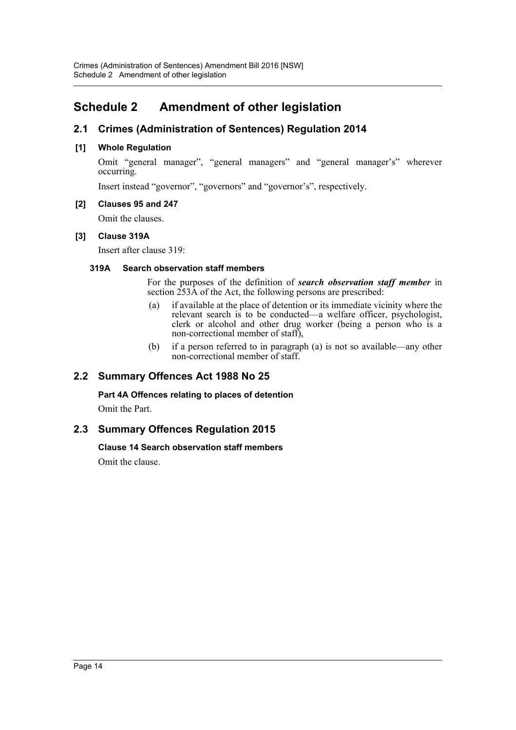# Schedule 2 Amendment of other legislation

## 2.1 Crimes (Administration of Sentences) Regulation 2014

### [1] Whole Regulation

Omit "general manager", "general managers" and "general manager's" wherever occurring.

Insert instead "governor", "governors" and "governor's", respectively.

### [2] Clauses 95 and 247

Omit the clauses.

### [3] Clause 319A

Insert after clause 319:

#### 319A Search observation staff members

For the purposes of the definition of ***search observation staff member*** in section 253A of the Act, the following persons are prescribed:

(a) if available at the place of detention or its immediate vicinity where the relevant search is to be conducted—a welfare officer, psychologist, clerk or alcohol and other drug worker (being a person who is a non-correctional member of staff),

(b) if a person referred to in paragraph (a) is not so available—any other non-correctional member of staff.

## 2.2 Summary Offences Act 1988 No 25

### Part 4A Offences relating to places of detention

Omit the Part.

## 2.3 Summary Offences Regulation 2015

### Clause 14 Search observation staff members

Omit the clause.